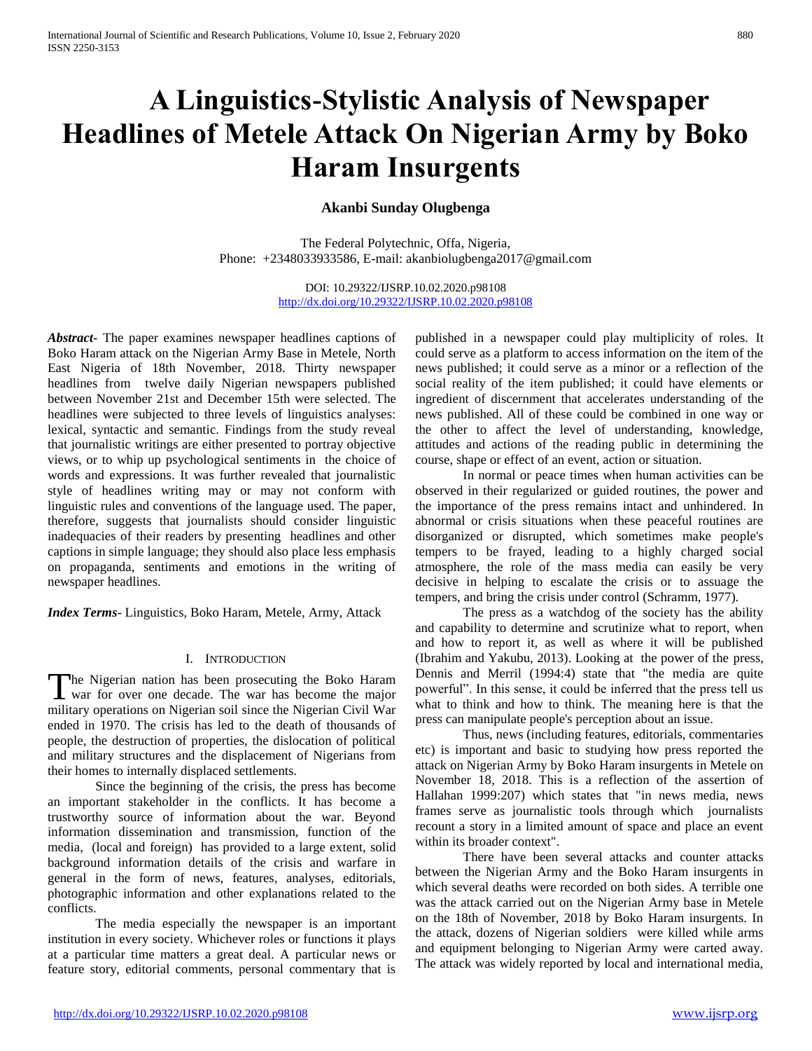# A Linguistics-Stylistic Analysis of Newspaper Headlines of Metele Attack On Nigerian Army by Boko Haram Insurgents

**Akanbi Sunday Olugbenga**

The Federal Polytechnic, Offa, Nigeria,
Phone: +2348033933586, E-mail: akanbiolugbenga2017@gmail.com

DOI: 10.29322/IJSRP.10.02.2020.p98108
http://dx.doi.org/10.29322/IJSRP.10.02.2020.p98108

***Abstract*-** The paper examines newspaper headlines captions of Boko Haram attack on the Nigerian Army Base in Metele, North East Nigeria of 18th November, 2018. Thirty newspaper headlines from twelve daily Nigerian newspapers published between November 21st and December 15th were selected. The headlines were subjected to three levels of linguistics analyses: lexical, syntactic and semantic. Findings from the study reveal that journalistic writings are either presented to portray objective views, or to whip up psychological sentiments in the choice of words and expressions. It was further revealed that journalistic style of headlines writing may or may not conform with linguistic rules and conventions of the language used. The paper, therefore, suggests that journalists should consider linguistic inadequacies of their readers by presenting headlines and other captions in simple language; they should also place less emphasis on propaganda, sentiments and emotions in the writing of newspaper headlines.

***Index Terms*-** Linguistics, Boko Haram, Metele, Army, Attack

## I. Introduction

The Nigerian nation has been prosecuting the Boko Haram war for over one decade. The war has become the major military operations on Nigerian soil since the Nigerian Civil War ended in 1970. The crisis has led to the death of thousands of people, the destruction of properties, the dislocation of political and military structures and the displacement of Nigerians from their homes to internally displaced settlements.

Since the beginning of the crisis, the press has become an important stakeholder in the conflicts. It has become a trustworthy source of information about the war. Beyond information dissemination and transmission, function of the media, (local and foreign) has provided to a large extent, solid background information details of the crisis and warfare in general in the form of news, features, analyses, editorials, photographic information and other explanations related to the conflicts.

The media especially the newspaper is an important institution in every society. Whichever roles or functions it plays at a particular time matters a great deal. A particular news or feature story, editorial comments, personal commentary that is published in a newspaper could play multiplicity of roles. It could serve as a platform to access information on the item of the news published; it could serve as a minor or a reflection of the social reality of the item published; it could have elements or ingredient of discernment that accelerates understanding of the news published. All of these could be combined in one way or the other to affect the level of understanding, knowledge, attitudes and actions of the reading public in determining the course, shape or effect of an event, action or situation.

In normal or peace times when human activities can be observed in their regularized or guided routines, the power and the importance of the press remains intact and unhindered. In abnormal or crisis situations when these peaceful routines are disorganized or disrupted, which sometimes make people's tempers to be frayed, leading to a highly charged social atmosphere, the role of the mass media can easily be very decisive in helping to escalate the crisis or to assuage the tempers, and bring the crisis under control (Schramm, 1977).

The press as a watchdog of the society has the ability and capability to determine and scrutinize what to report, when and how to report it, as well as where it will be published (Ibrahim and Yakubu, 2013). Looking at the power of the press, Dennis and Merril (1994:4) state that "the media are quite powerful". In this sense, it could be inferred that the press tell us what to think and how to think. The meaning here is that the press can manipulate people's perception about an issue.

Thus, news (including features, editorials, commentaries etc) is important and basic to studying how press reported the attack on Nigerian Army by Boko Haram insurgents in Metele on November 18, 2018. This is a reflection of the assertion of Hallahan 1999:207) which states that "in news media, news frames serve as journalistic tools through which journalists recount a story in a limited amount of space and place an event within its broader context".

There have been several attacks and counter attacks between the Nigerian Army and the Boko Haram insurgents in which several deaths were recorded on both sides. A terrible one was the attack carried out on the Nigerian Army base in Metele on the 18th of November, 2018 by Boko Haram insurgents. In the attack, dozens of Nigerian soldiers were killed while arms and equipment belonging to Nigerian Army were carted away. The attack was widely reported by local and international media,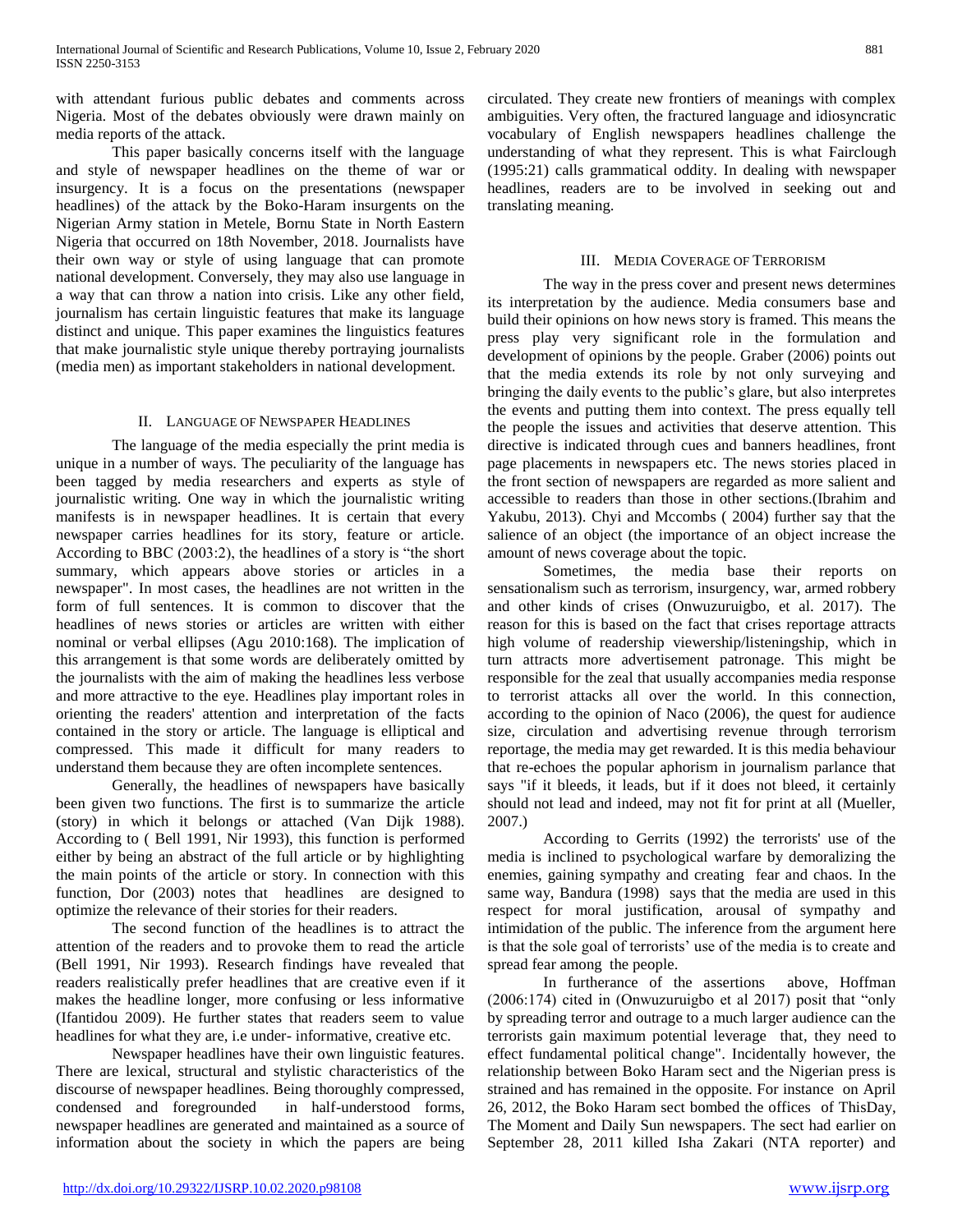with attendant furious public debates and comments across Nigeria. Most of the debates obviously were drawn mainly on media reports of the attack.

This paper basically concerns itself with the language and style of newspaper headlines on the theme of war or insurgency. It is a focus on the presentations (newspaper headlines) of the attack by the Boko-Haram insurgents on the Nigerian Army station in Metele, Bornu State in North Eastern Nigeria that occurred on 18th November, 2018. Journalists have their own way or style of using language that can promote national development. Conversely, they may also use language in a way that can throw a nation into crisis. Like any other field, journalism has certain linguistic features that make its language distinct and unique. This paper examines the linguistics features that make journalistic style unique thereby portraying journalists (media men) as important stakeholders in national development.

## II. Language of Newspaper Headlines

The language of the media especially the print media is unique in a number of ways. The peculiarity of the language has been tagged by media researchers and experts as style of journalistic writing. One way in which the journalistic writing manifests is in newspaper headlines. It is certain that every newspaper carries headlines for its story, feature or article. According to BBC (2003:2), the headlines of a story is "the short summary, which appears above stories or articles in a newspaper". In most cases, the headlines are not written in the form of full sentences. It is common to discover that the headlines of news stories or articles are written with either nominal or verbal ellipses (Agu 2010:168). The implication of this arrangement is that some words are deliberately omitted by the journalists with the aim of making the headlines less verbose and more attractive to the eye. Headlines play important roles in orienting the readers' attention and interpretation of the facts contained in the story or article. The language is elliptical and compressed. This made it difficult for many readers to understand them because they are often incomplete sentences.

Generally, the headlines of newspapers have basically been given two functions. The first is to summarize the article (story) in which it belongs or attached (Van Dijk 1988). According to ( Bell 1991, Nir 1993), this function is performed either by being an abstract of the full article or by highlighting the main points of the article or story. In connection with this function, Dor (2003) notes that headlines are designed to optimize the relevance of their stories for their readers.

The second function of the headlines is to attract the attention of the readers and to provoke them to read the article (Bell 1991, Nir 1993). Research findings have revealed that readers realistically prefer headlines that are creative even if it makes the headline longer, more confusing or less informative (Ifantidou 2009). He further states that readers seem to value headlines for what they are, i.e under- informative, creative etc.

Newspaper headlines have their own linguistic features. There are lexical, structural and stylistic characteristics of the discourse of newspaper headlines. Being thoroughly compressed, condensed and foregrounded in half-understood forms, newspaper headlines are generated and maintained as a source of information about the society in which the papers are being circulated. They create new frontiers of meanings with complex ambiguities. Very often, the fractured language and idiosyncratic vocabulary of English newspapers headlines challenge the understanding of what they represent. This is what Fairclough (1995:21) calls grammatical oddity. In dealing with newspaper headlines, readers are to be involved in seeking out and translating meaning.

## III. Media Coverage of Terrorism

The way in the press cover and present news determines its interpretation by the audience. Media consumers base and build their opinions on how news story is framed. This means the press play very significant role in the formulation and development of opinions by the people. Graber (2006) points out that the media extends its role by not only surveying and bringing the daily events to the public's glare, but also interpretes the events and putting them into context. The press equally tell the people the issues and activities that deserve attention. This directive is indicated through cues and banners headlines, front page placements in newspapers etc. The news stories placed in the front section of newspapers are regarded as more salient and accessible to readers than those in other sections.(Ibrahim and Yakubu, 2013). Chyi and Mccombs ( 2004) further say that the salience of an object (the importance of an object increase the amount of news coverage about the topic.

Sometimes, the media base their reports on sensationalism such as terrorism, insurgency, war, armed robbery and other kinds of crises (Onwuzuruigbo, et al. 2017). The reason for this is based on the fact that crises reportage attracts high volume of readership viewership/listeningship, which in turn attracts more advertisement patronage. This might be responsible for the zeal that usually accompanies media response to terrorist attacks all over the world. In this connection, according to the opinion of Naco (2006), the quest for audience size, circulation and advertising revenue through terrorism reportage, the media may get rewarded. It is this media behaviour that re-echoes the popular aphorism in journalism parlance that says "if it bleeds, it leads, but if it does not bleed, it certainly should not lead and indeed, may not fit for print at all (Mueller, 2007.)

According to Gerrits (1992) the terrorists' use of the media is inclined to psychological warfare by demoralizing the enemies, gaining sympathy and creating fear and chaos. In the same way, Bandura (1998) says that the media are used in this respect for moral justification, arousal of sympathy and intimidation of the public. The inference from the argument here is that the sole goal of terrorists' use of the media is to create and spread fear among the people.

In furtherance of the assertions above, Hoffman (2006:174) cited in (Onwuzuruigbo et al 2017) posit that "only by spreading terror and outrage to a much larger audience can the terrorists gain maximum potential leverage that, they need to effect fundamental political change". Incidentally however, the relationship between Boko Haram sect and the Nigerian press is strained and has remained in the opposite. For instance on April 26, 2012, the Boko Haram sect bombed the offices of ThisDay, The Moment and Daily Sun newspapers. The sect had earlier on September 28, 2011 killed Isha Zakari (NTA reporter) and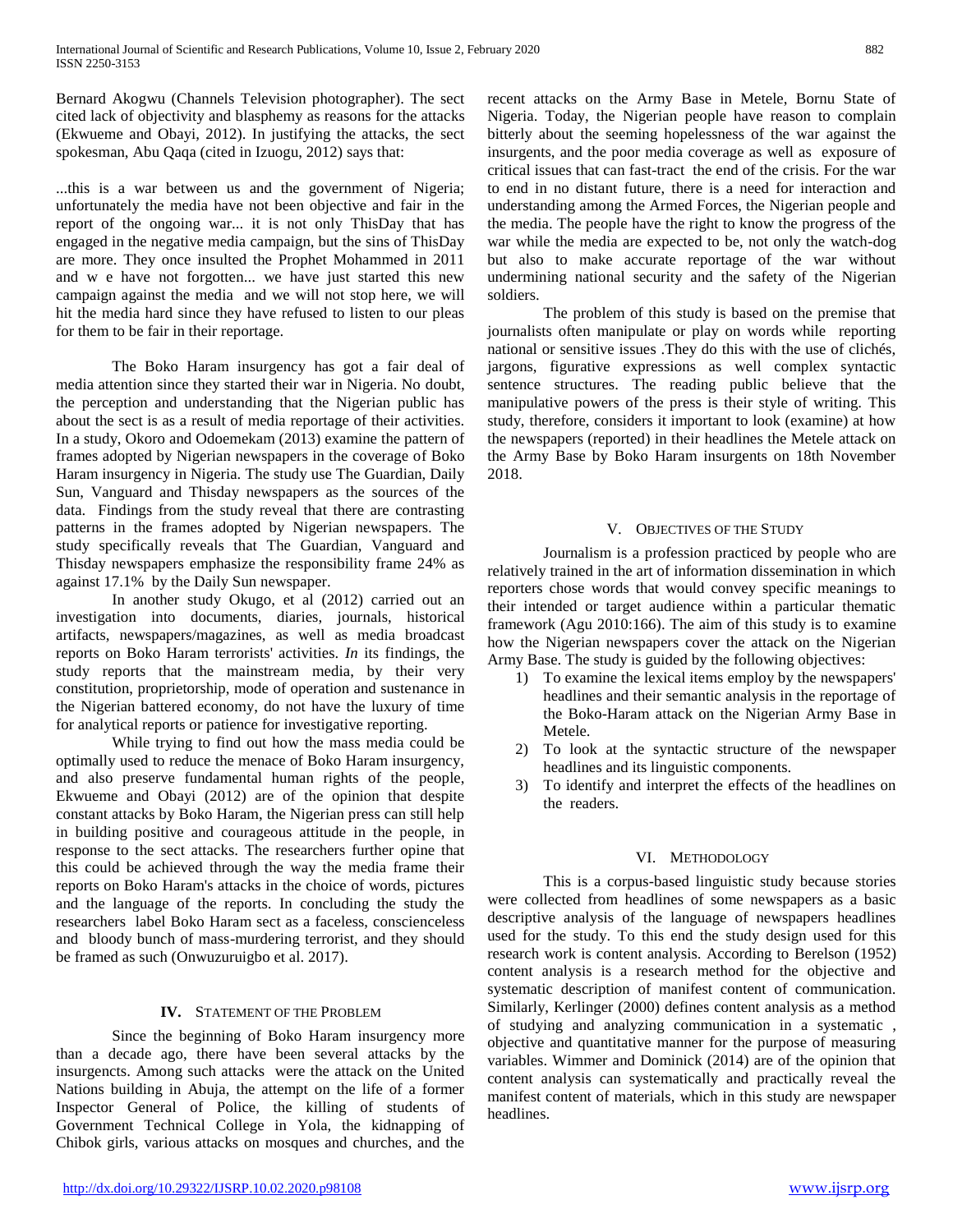Bernard Akogwu (Channels Television photographer). The sect cited lack of objectivity and blasphemy as reasons for the attacks (Ekwueme and Obayi, 2012). In justifying the attacks, the sect spokesman, Abu Qaqa (cited in Izuogu, 2012) says that:

...this is a war between us and the government of Nigeria; unfortunately the media have not been objective and fair in the report of the ongoing war... it is not only ThisDay that has engaged in the negative media campaign, but the sins of ThisDay are more. They once insulted the Prophet Mohammed in 2011 and w e have not forgotten... we have just started this new campaign against the media and we will not stop here, we will hit the media hard since they have refused to listen to our pleas for them to be fair in their reportage.

The Boko Haram insurgency has got a fair deal of media attention since they started their war in Nigeria. No doubt, the perception and understanding that the Nigerian public has about the sect is as a result of media reportage of their activities. In a study, Okoro and Odoemekam (2013) examine the pattern of frames adopted by Nigerian newspapers in the coverage of Boko Haram insurgency in Nigeria. The study use The Guardian, Daily Sun, Vanguard and Thisday newspapers as the sources of the data. Findings from the study reveal that there are contrasting patterns in the frames adopted by Nigerian newspapers. The study specifically reveals that The Guardian, Vanguard and Thisday newspapers emphasize the responsibility frame 24% as against 17.1% by the Daily Sun newspaper.

In another study Okugo, et al (2012) carried out an investigation into documents, diaries, journals, historical artifacts, newspapers/magazines, as well as media broadcast reports on Boko Haram terrorists' activities. *In* its findings, the study reports that the mainstream media, by their very constitution, proprietorship, mode of operation and sustenance in the Nigerian battered economy, do not have the luxury of time for analytical reports or patience for investigative reporting.

While trying to find out how the mass media could be optimally used to reduce the menace of Boko Haram insurgency, and also preserve fundamental human rights of the people, Ekwueme and Obayi (2012) are of the opinion that despite constant attacks by Boko Haram, the Nigerian press can still help in building positive and courageous attitude in the people, in response to the sect attacks. The researchers further opine that this could be achieved through the way the media frame their reports on Boko Haram's attacks in the choice of words, pictures and the language of the reports. In concluding the study the researchers label Boko Haram sect as a faceless, conscienceless and bloody bunch of mass-murdering terrorist, and they should be framed as such (Onwuzuruigbo et al. 2017).

## IV. Statement of the Problem

Since the beginning of Boko Haram insurgency more than a decade ago, there have been several attacks by the insurgencts. Among such attacks were the attack on the United Nations building in Abuja, the attempt on the life of a former Inspector General of Police, the killing of students of Government Technical College in Yola, the kidnapping of Chibok girls, various attacks on mosques and churches, and the recent attacks on the Army Base in Metele, Bornu State of Nigeria. Today, the Nigerian people have reason to complain bitterly about the seeming hopelessness of the war against the insurgents, and the poor media coverage as well as exposure of critical issues that can fast-tract the end of the crisis. For the war to end in no distant future, there is a need for interaction and understanding among the Armed Forces, the Nigerian people and the media. The people have the right to know the progress of the war while the media are expected to be, not only the watch-dog but also to make accurate reportage of the war without undermining national security and the safety of the Nigerian soldiers.

The problem of this study is based on the premise that journalists often manipulate or play on words while reporting national or sensitive issues .They do this with the use of clichés, jargons, figurative expressions as well complex syntactic sentence structures. The reading public believe that the manipulative powers of the press is their style of writing. This study, therefore, considers it important to look (examine) at how the newspapers (reported) in their headlines the Metele attack on the Army Base by Boko Haram insurgents on 18th November 2018.

## V. Objectives of the Study

Journalism is a profession practiced by people who are relatively trained in the art of information dissemination in which reporters chose words that would convey specific meanings to their intended or target audience within a particular thematic framework (Agu 2010:166). The aim of this study is to examine how the Nigerian newspapers cover the attack on the Nigerian Army Base. The study is guided by the following objectives:

1) To examine the lexical items employ by the newspapers' headlines and their semantic analysis in the reportage of the Boko-Haram attack on the Nigerian Army Base in Metele.
2) To look at the syntactic structure of the newspaper headlines and its linguistic components.
3) To identify and interpret the effects of the headlines on the readers.

## VI. Methodology

This is a corpus-based linguistic study because stories were collected from headlines of some newspapers as a basic descriptive analysis of the language of newspapers headlines used for the study. To this end the study design used for this research work is content analysis. According to Berelson (1952) content analysis is a research method for the objective and systematic description of manifest content of communication. Similarly, Kerlinger (2000) defines content analysis as a method of studying and analyzing communication in a systematic , objective and quantitative manner for the purpose of measuring variables. Wimmer and Dominick (2014) are of the opinion that content analysis can systematically and practically reveal the manifest content of materials, which in this study are newspaper headlines.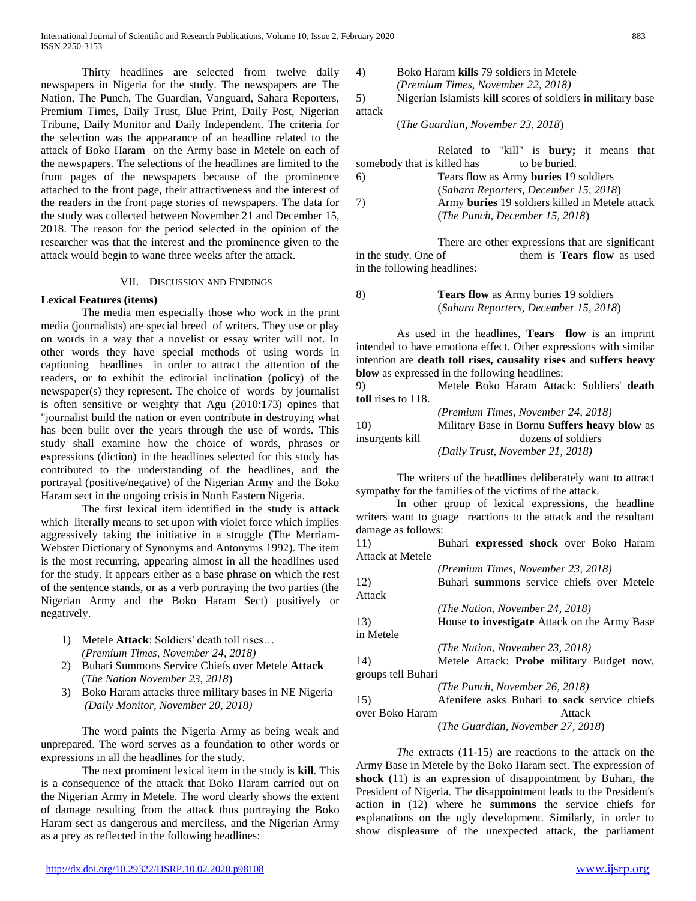Thirty headlines are selected from twelve daily newspapers in Nigeria for the study. The newspapers are The Nation, The Punch, The Guardian, Vanguard, Sahara Reporters, Premium Times, Daily Trust, Blue Print, Daily Post, Nigerian Tribune, Daily Monitor and Daily Independent. The criteria for the selection was the appearance of an headline related to the attack of Boko Haram on the Army base in Metele on each of the newspapers. The selections of the headlines are limited to the front pages of the newspapers because of the prominence attached to the front page, their attractiveness and the interest of the readers in the front page stories of newspapers. The data for the study was collected between November 21 and December 15, 2018. The reason for the period selected in the opinion of the researcher was that the interest and the prominence given to the attack would begin to wane three weeks after the attack.

## VII. Discussion and Findings

**Lexical Features (items)**

The media men especially those who work in the print media (journalists) are special breed of writers. They use or play on words in a way that a novelist or essay writer will not. In other words they have special methods of using words in captioning headlines in order to attract the attention of the readers, or to exhibit the editorial inclination (policy) of the newspaper(s) they represent. The choice of words by journalist is often sensitive or weighty that Agu (2010:173) opines that "journalist build the nation or even contribute in destroying what has been built over the years through the use of words. This study shall examine how the choice of words, phrases or expressions (diction) in the headlines selected for this study has contributed to the understanding of the headlines, and the portrayal (positive/negative) of the Nigerian Army and the Boko Haram sect in the ongoing crisis in North Eastern Nigeria.

The first lexical item identified in the study is **attack** which literally means to set upon with violet force which implies aggressively taking the initiative in a struggle (The Merriam-Webster Dictionary of Synonyms and Antonyms 1992). The item is the most recurring, appearing almost in all the headlines used for the study. It appears either as a base phrase on which the rest of the sentence stands, or as a verb portraying the two parties (the Nigerian Army and the Boko Haram Sect) positively or negatively.

1) Metele **Attack**: Soldiers' death toll rises…
   *(Premium Times, November 24, 2018)*
2) Buhari Summons Service Chiefs over Metele **Attack**
   (*The Nation November 23, 2018*)
3) Boko Haram attacks three military bases in NE Nigeria
   *(Daily Monitor, November 20, 2018)*

The word paints the Nigeria Army as being weak and unprepared. The word serves as a foundation to other words or expressions in all the headlines for the study.

The next prominent lexical item in the study is **kill**. This is a consequence of the attack that Boko Haram carried out on the Nigerian Army in Metele. The word clearly shows the extent of damage resulting from the attack thus portraying the Boko Haram sect as dangerous and merciless, and the Nigerian Army as a prey as reflected in the following headlines:

4) Boko Haram **kills** 79 soldiers in Metele
   *(Premium Times, November 22, 2018)*
5) Nigerian Islamists **kill** scores of soldiers in military base attack
   (*The Guardian, November 23, 2018*)

Related to "kill" is **bury;** it means that somebody that is killed has to be buried.

6) Tears flow as Army **buries** 19 soldiers
   (*Sahara Reporters, December 15, 2018*)
7) Army **buries** 19 soldiers killed in Metele attack
   (*The Punch, December 15, 2018*)

There are other expressions that are significant in the study. One of them is **Tears flow** as used in the following headlines:

8) **Tears flow** as Army buries 19 soldiers
   (*Sahara Reporters, December 15, 2018*)

As used in the headlines, **Tears flow** is an imprint intended to have emotiona effect. Other expressions with similar intention are **death toll rises, causality rises** and **suffers heavy blow** as expressed in the following headlines:

9) Metele Boko Haram Attack: Soldiers' **death toll** rises to 118.
   *(Premium Times, November 24, 2018)*
10) Military Base in Bornu **Suffers heavy blow** as insurgents kill dozens of soldiers
   *(Daily Trust, November 21, 2018)*

The writers of the headlines deliberately want to attract sympathy for the families of the victims of the attack.

In other group of lexical expressions, the headline writers want to guage reactions to the attack and the resultant damage as follows:

11) Buhari **expressed shock** over Boko Haram Attack at Metele
   *(Premium Times, November 23, 2018)*
12) Buhari **summons** service chiefs over Metele Attack
   *(The Nation, November 24, 2018)*
13) House **to investigate** Attack on the Army Base in Metele
   *(The Nation, November 23, 2018)*
14) Metele Attack: **Probe** military Budget now, groups tell Buhari
   *(The Punch, November 26, 2018)*
15) Afenifere asks Buhari **to sack** service chiefs over Boko Haram Attack
   (*The Guardian, November 27, 2018*)

*The* extracts (11-15) are reactions to the attack on the Army Base in Metele by the Boko Haram sect. The expression of **shock** (11) is an expression of disappointment by Buhari, the President of Nigeria. The disappointment leads to the President's action in (12) where he **summons** the service chiefs for explanations on the ugly development. Similarly, in order to show displeasure of the unexpected attack, the parliament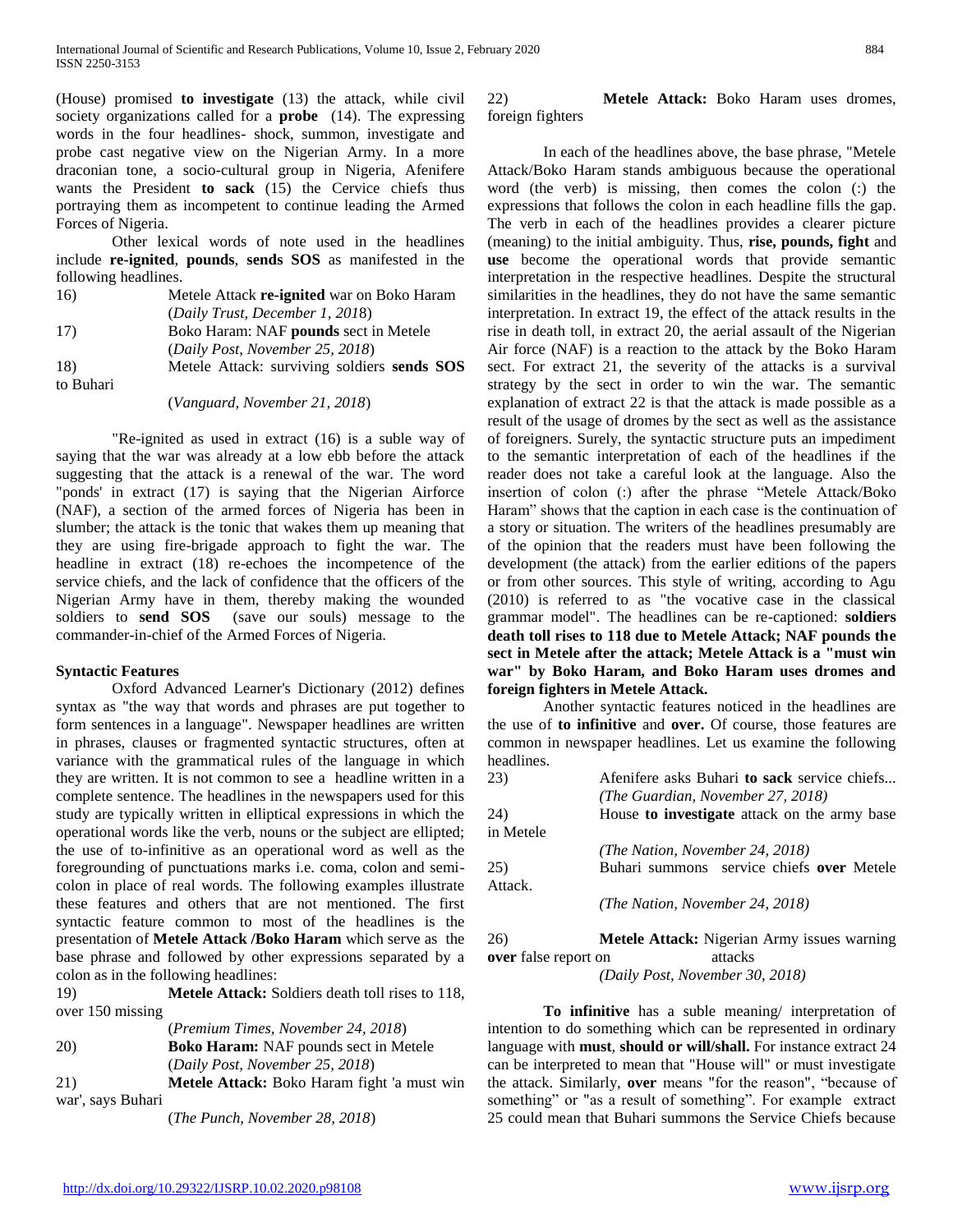(House) promised **to investigate** (13) the attack, while civil society organizations called for a **probe** (14). The expressing words in the four headlines- shock, summon, investigate and probe cast negative view on the Nigerian Army. In a more draconian tone, a socio-cultural group in Nigeria, Afenifere wants the President **to sack** (15) the Cervice chiefs thus portraying them as incompetent to continue leading the Armed Forces of Nigeria.

Other lexical words of note used in the headlines include **re-ignited**, **pounds**, **sends SOS** as manifested in the following headlines.

16) Metele Attack **re-ignited** war on Boko Haram
(*Daily Trust, December 1, 2018*)

17) Boko Haram: NAF **pounds** sect in Metele
(*Daily Post, November 25, 2018*)

18) Metele Attack: surviving soldiers **sends SOS** to Buhari
(*Vanguard, November 21, 2018*)

"Re-ignited as used in extract (16) is a suble way of saying that the war was already at a low ebb before the attack suggesting that the attack is a renewal of the war. The word "ponds' in extract (17) is saying that the Nigerian Airforce (NAF), a section of the armed forces of Nigeria has been in slumber; the attack is the tonic that wakes them up meaning that they are using fire-brigade approach to fight the war. The headline in extract (18) re-echoes the incompetence of the service chiefs, and the lack of confidence that the officers of the Nigerian Army have in them, thereby making the wounded soldiers to **send SOS** (save our souls) message to the commander-in-chief of the Armed Forces of Nigeria.

**Syntactic Features**

Oxford Advanced Learner's Dictionary (2012) defines syntax as "the way that words and phrases are put together to form sentences in a language". Newspaper headlines are written in phrases, clauses or fragmented syntactic structures, often at variance with the grammatical rules of the language in which they are written. It is not common to see a headline written in a complete sentence. The headlines in the newspapers used for this study are typically written in elliptical expressions in which the operational words like the verb, nouns or the subject are ellipted; the use of to-infinitive as an operational word as well as the foregrounding of punctuations marks i.e. coma, colon and semi-colon in place of real words. The following examples illustrate these features and others that are not mentioned. The first syntactic feature common to most of the headlines is the presentation of **Metele Attack /Boko Haram** which serve as the base phrase and followed by other expressions separated by a colon as in the following headlines:

19) **Metele Attack:** Soldiers death toll rises to 118, over 150 missing
(*Premium Times, November 24, 2018*)

20) **Boko Haram:** NAF pounds sect in Metele
(*Daily Post, November 25, 2018*)

21) **Metele Attack:** Boko Haram fight 'a must win war', says Buhari
(*The Punch, November 28, 2018*)

22) **Metele Attack:** Boko Haram uses dromes, foreign fighters

In each of the headlines above, the base phrase, "Metele Attack/Boko Haram stands ambiguous because the operational word (the verb) is missing, then comes the colon (:) the expressions that follows the colon in each headline fills the gap. The verb in each of the headlines provides a clearer picture (meaning) to the initial ambiguity. Thus, **rise, pounds, fight** and **use** become the operational words that provide semantic interpretation in the respective headlines. Despite the structural similarities in the headlines, they do not have the same semantic interpretation. In extract 19, the effect of the attack results in the rise in death toll, in extract 20, the aerial assault of the Nigerian Air force (NAF) is a reaction to the attack by the Boko Haram sect. For extract 21, the severity of the attacks is a survival strategy by the sect in order to win the war. The semantic explanation of extract 22 is that the attack is made possible as a result of the usage of dromes by the sect as well as the assistance of foreigners. Surely, the syntactic structure puts an impediment to the semantic interpretation of each of the headlines if the reader does not take a careful look at the language. Also the insertion of colon (:) after the phrase "Metele Attack/Boko Haram" shows that the caption in each case is the continuation of a story or situation. The writers of the headlines presumably are of the opinion that the readers must have been following the development (the attack) from the earlier editions of the papers or from other sources. This style of writing, according to Agu (2010) is referred to as "the vocative case in the classical grammar model". The headlines can be re-captioned: **soldiers death toll rises to 118 due to Metele Attack; NAF pounds the sect in Metele after the attack; Metele Attack is a "must win war" by Boko Haram, and Boko Haram uses dromes and foreign fighters in Metele Attack.**

Another syntactic features noticed in the headlines are the use of **to infinitive** and **over.** Of course, those features are common in newspaper headlines. Let us examine the following headlines.

23) Afenifere asks Buhari **to sack** service chiefs...
*(The Guardian, November 27, 2018)*

24) House **to investigate** attack on the army base in Metele
*(The Nation, November 24, 2018)*

25) Buhari summons service chiefs **over** Metele Attack.
*(The Nation, November 24, 2018)*

26) **Metele Attack:** Nigerian Army issues warning **over** false report on attacks
*(Daily Post, November 30, 2018)*

**To infinitive** has a suble meaning/ interpretation of intention to do something which can be represented in ordinary language with **must**, **should or will/shall.** For instance extract 24 can be interpreted to mean that "House will" or must investigate the attack. Similarly, **over** means "for the reason", "because of something" or "as a result of something". For example extract 25 could mean that Buhari summons the Service Chiefs because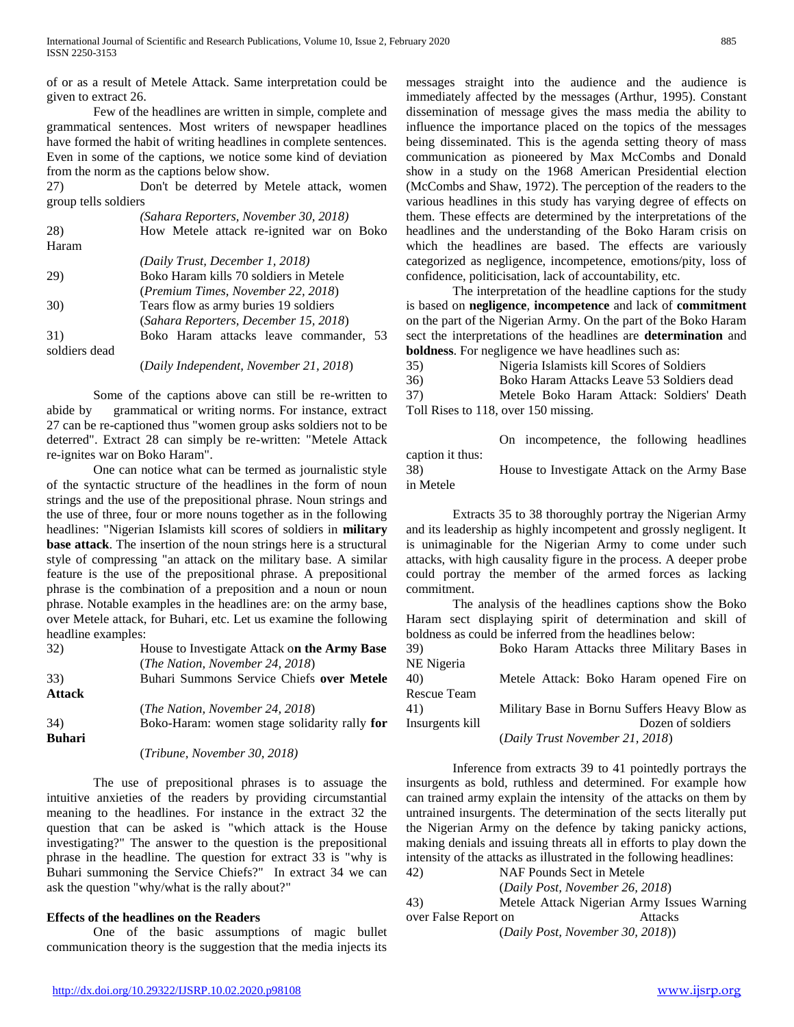of or as a result of Metele Attack. Same interpretation could be given to extract 26.

Few of the headlines are written in simple, complete and grammatical sentences. Most writers of newspaper headlines have formed the habit of writing headlines in complete sentences. Even in some of the captions, we notice some kind of deviation from the norm as the captions below show.

27) Don't be deterred by Metele attack, women group tells soldiers

*(Sahara Reporters, November 30, 2018)*

28) How Metele attack re-ignited war on Boko Haram

*(Daily Trust, December 1, 2018)*

29) Boko Haram kills 70 soldiers in Metele

(*Premium Times, November 22, 2018*)

30) Tears flow as army buries 19 soldiers

(*Sahara Reporters, December 15, 2018*)

31) Boko Haram attacks leave commander, 53 soldiers dead

(*Daily Independent, November 21, 2018*)

Some of the captions above can still be re-written to abide by grammatical or writing norms. For instance, extract 27 can be re-captioned thus "women group asks soldiers not to be deterred". Extract 28 can simply be re-written: "Metele Attack re-ignites war on Boko Haram".

One can notice what can be termed as journalistic style of the syntactic structure of the headlines in the form of noun strings and the use of the prepositional phrase. Noun strings and the use of three, four or more nouns together as in the following headlines: "Nigerian Islamists kill scores of soldiers in **military base attack**. The insertion of the noun strings here is a structural style of compressing "an attack on the military base. A similar feature is the use of the prepositional phrase. A prepositional phrase is the combination of a preposition and a noun or noun phrase. Notable examples in the headlines are: on the army base, over Metele attack, for Buhari, etc. Let us examine the following headline examples:

32) House to Investigate Attack o**n the Army Base**

(*The Nation, November 24, 2018*)

33) Buhari Summons Service Chiefs **over Metele Attack**

(*The Nation, November 24, 2018*)

34) Boko-Haram: women stage solidarity rally **for Buhari**

(*Tribune, November 30, 2018)*

The use of prepositional phrases is to assuage the intuitive anxieties of the readers by providing circumstantial meaning to the headlines. For instance in the extract 32 the question that can be asked is "which attack is the House investigating?" The answer to the question is the prepositional phrase in the headline. The question for extract 33 is "why is Buhari summoning the Service Chiefs?" In extract 34 we can ask the question "why/what is the rally about?"

### Effects of the headlines on the Readers

One of the basic assumptions of magic bullet communication theory is the suggestion that the media injects its messages straight into the audience and the audience is immediately affected by the messages (Arthur, 1995). Constant dissemination of message gives the mass media the ability to influence the importance placed on the topics of the messages being disseminated. This is the agenda setting theory of mass communication as pioneered by Max McCombs and Donald show in a study on the 1968 American Presidential election (McCombs and Shaw, 1972). The perception of the readers to the various headlines in this study has varying degree of effects on them. These effects are determined by the interpretations of the headlines and the understanding of the Boko Haram crisis on which the headlines are based. The effects are variously categorized as negligence, incompetence, emotions/pity, loss of confidence, politicisation, lack of accountability, etc.

The interpretation of the headline captions for the study is based on **negligence**, **incompetence** and lack of **commitment** on the part of the Nigerian Army. On the part of the Boko Haram sect the interpretations of the headlines are **determination** and **boldness**. For negligence we have headlines such as:

35) Nigeria Islamists kill Scores of Soldiers

36) Boko Haram Attacks Leave 53 Soldiers dead

37) Metele Boko Haram Attack: Soldiers' Death Toll Rises to 118, over 150 missing.

On incompetence, the following headlines caption it thus:

38) House to Investigate Attack on the Army Base in Metele

Extracts 35 to 38 thoroughly portray the Nigerian Army and its leadership as highly incompetent and grossly negligent. It is unimaginable for the Nigerian Army to come under such attacks, with high causality figure in the process. A deeper probe could portray the member of the armed forces as lacking commitment.

The analysis of the headlines captions show the Boko Haram sect displaying spirit of determination and skill of boldness as could be inferred from the headlines below:

39) Boko Haram Attacks three Military Bases in NE Nigeria

40) Metele Attack: Boko Haram opened Fire on Rescue Team

41) Military Base in Bornu Suffers Heavy Blow as Insurgents kill Dozen of soldiers

(*Daily Trust November 21, 2018*)

Inference from extracts 39 to 41 pointedly portrays the insurgents as bold, ruthless and determined. For example how can trained army explain the intensity of the attacks on them by untrained insurgents. The determination of the sects literally put the Nigerian Army on the defence by taking panicky actions, making denials and issuing threats all in efforts to play down the intensity of the attacks as illustrated in the following headlines:

42) NAF Pounds Sect in Metele

(*Daily Post, November 26, 2018*)

43) Metele Attack Nigerian Army Issues Warning over False Report on Attacks

(*Daily Post, November 30, 2018*))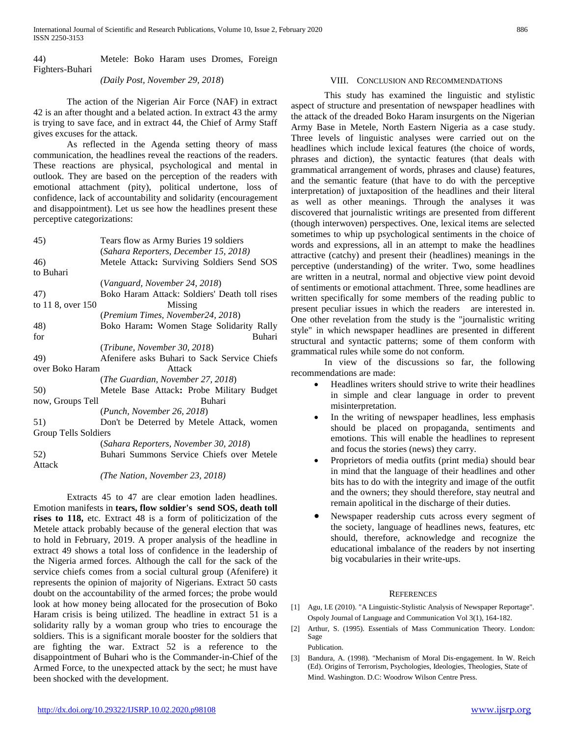44) Metele: Boko Haram uses Dromes, Foreign Fighters-Buhari

*(Daily Post, November 29, 2018)*

The action of the Nigerian Air Force (NAF) in extract 42 is an after thought and a belated action. In extract 43 the army is trying to save face, and in extract 44, the Chief of Army Staff gives excuses for the attack.

As reflected in the Agenda setting theory of mass communication, the headlines reveal the reactions of the readers. These reactions are physical, psychological and mental in outlook. They are based on the perception of the readers with emotional attachment (pity), political undertone, loss of confidence, lack of accountability and solidarity (encouragement and disappointment). Let us see how the headlines present these perceptive categorizations:

45) Tears flow as Army Buries 19 soldiers
(*Sahara Reporters, December 15, 2018)*

46) Metele Attack**:** Surviving Soldiers Send SOS to Buhari
(*Vanguard, November 24, 2018*)

47) Boko Haram Attack: Soldiers' Death toll rises to 11 8, over 150 Missing
(*Premium Times, November24, 201*8)

48) Boko Haram**:** Women Stage Solidarity Rally for Buhari
(*Tribune, November 30, 201*8)

49) Afenifere asks Buhari to Sack Service Chiefs over Boko Haram Attack
(*The Guardian, November 27, 2018*)

50) Metele Base Attack**:** Probe Military Budget now, Groups Tell Buhari
(*Punch, November 26, 2018*)

51) Don't be Deterred by Metele Attack, women Group Tells Soldiers
(*Sahara Reporters, November 30, 2018*)

52) Buhari Summons Service Chiefs over Metele Attack
*(The Nation, November 23, 2018)*

Extracts 45 to 47 are clear emotion laden headlines. Emotion manifests in **tears, flow soldier's send SOS, death toll rises to 118,** etc. Extract 48 is a form of politicization of the Metele attack probably because of the general election that was to hold in February, 2019. A proper analysis of the headline in extract 49 shows a total loss of confidence in the leadership of the Nigeria armed forces. Although the call for the sack of the service chiefs comes from a social cultural group (Afenifere) it represents the opinion of majority of Nigerians. Extract 50 casts doubt on the accountability of the armed forces; the probe would look at how money being allocated for the prosecution of Boko Haram crisis is being utilized. The headline in extract 51 is a solidarity rally by a woman group who tries to encourage the soldiers. This is a significant morale booster for the soldiers that are fighting the war. Extract 52 is a reference to the disappointment of Buhari who is the Commander-in-Chief of the Armed Force, to the unexpected attack by the sect; he must have been shocked with the development.

## VIII. Conclusion and Recommendations

This study has examined the linguistic and stylistic aspect of structure and presentation of newspaper headlines with the attack of the dreaded Boko Haram insurgents on the Nigerian Army Base in Metele, North Eastern Nigeria as a case study. Three levels of linguistic analyses were carried out on the headlines which include lexical features (the choice of words, phrases and diction), the syntactic features (that deals with grammatical arrangement of words, phrases and clause) features, and the semantic feature (that have to do with the perceptive interpretation) of juxtaposition of the headlines and their literal as well as other meanings. Through the analyses it was discovered that journalistic writings are presented from different (though interwoven) perspectives. One, lexical items are selected sometimes to whip up psychological sentiments in the choice of words and expressions, all in an attempt to make the headlines attractive (catchy) and present their (headlines) meanings in the perceptive (understanding) of the writer. Two, some headlines are written in a neutral, normal and objective view point devoid of sentiments or emotional attachment. Three, some headlines are written specifically for some members of the reading public to present peculiar issues in which the readers are interested in. One other revelation from the study is the "journalistic writing style" in which newspaper headlines are presented in different structural and syntactic patterns; some of them conform with grammatical rules while some do not conform.

In view of the discussions so far, the following recommendations are made:

- Headlines writers should strive to write their headlines in simple and clear language in order to prevent misinterpretation.
- In the writing of newspaper headlines, less emphasis should be placed on propaganda, sentiments and emotions. This will enable the headlines to represent and focus the stories (news) they carry.
- Proprietors of media outfits (print media) should bear in mind that the language of their headlines and other bits has to do with the integrity and image of the outfit and the owners; they should therefore, stay neutral and remain apolitical in the discharge of their duties.
- Newspaper readership cuts across every segment of the society, language of headlines news, features, etc should, therefore, acknowledge and recognize the educational imbalance of the readers by not inserting big vocabularies in their write-ups.

## References

[1] Agu, I.E (2010). "A Linguistic-Stylistic Analysis of Newspaper Reportage". Ospoly Journal of Language and Communication Vol 3(1), 164-182.

[2] Arthur, S. (1995). Essentials of Mass Communication Theory. London: Sage Publication.

[3] Bandura, A. (1998). "Mechanism of Moral Dis-engagement. In W. Reich (Ed). Origins of Terrorism, Psychologies, Ideologies, Theologies, State of Mind. Washington. D.C: Woodrow Wilson Centre Press.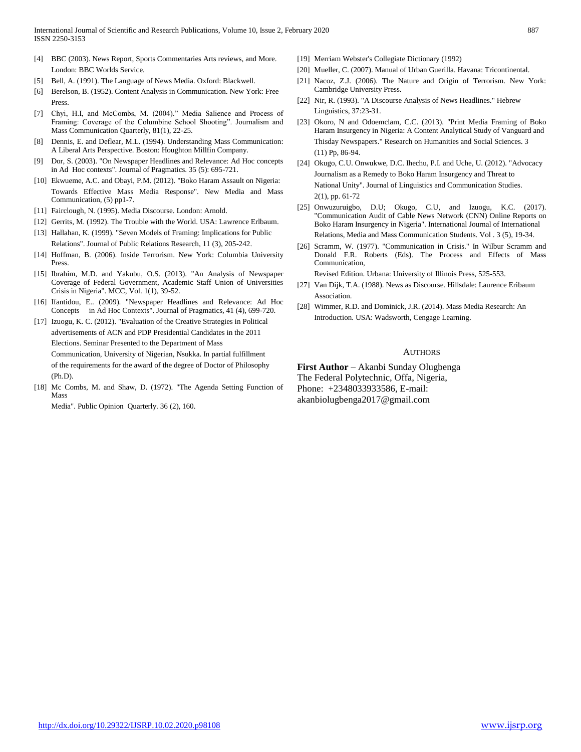[4] BBC (2003). News Report, Sports Commentaries Arts reviews, and More. London: BBC Worlds Service.

[5] Bell, A. (1991). The Language of News Media. Oxford: Blackwell.

[6] Berelson, B. (1952). Content Analysis in Communication. New York: Free Press.

[7] Chyi, H.I, and McCombs, M. (2004)." Media Salience and Process of Framing: Coverage of the Columbine School Shooting". Journalism and Mass Communication Quarterly, 81(1), 22-25.

[8] Dennis, E. and Deflear, M.L. (1994). Understanding Mass Communication: A Liberal Arts Perspective. Boston: Houghton Millfin Company.

[9] Dor, S. (2003). "On Newspaper Headlines and Relevance: Ad Hoc concepts in Ad Hoc contexts". Journal of Pragmatics. 35 (5): 695-721.

[10] Ekwueme, A.C. and Obayi, P.M. (2012). "Boko Haram Assault on Nigeria: Towards Effective Mass Media Response". New Media and Mass Communication, (5) pp1-7.

[11] Fairclough, N. (1995). Media Discourse. London: Arnold.

[12] Gerrits, M. (1992). The Trouble with the World. USA: Lawrence Erlbaum.

[13] Hallahan, K. (1999). "Seven Models of Framing: Implications for Public Relations". Journal of Public Relations Research, 11 (3), 205-242.

[14] Hoffman, B. (2006). Inside Terrorism. New York: Columbia University Press.

[15] Ibrahim, M.D. and Yakubu, O.S. (2013). "An Analysis of Newspaper Coverage of Federal Government, Academic Staff Union of Universities Crisis in Nigeria". MCC, Vol. 1(1), 39-52.

[16] Ifantidou, E.. (2009). "Newspaper Headlines and Relevance: Ad Hoc Concepts in Ad Hoc Contexts". Journal of Pragmatics, 41 (4), 699-720.

[17] Izuogu, K. C. (2012). "Evaluation of the Creative Strategies in Political advertisements of ACN and PDP Presidential Candidates in the 2011 Elections. Seminar Presented to the Department of Mass Communication, University of Nigerian, Nsukka. In partial fulfillment of the requirements for the award of the degree of Doctor of Philosophy (Ph.D).

[18] Mc Combs, M. and Shaw, D. (1972). "The Agenda Setting Function of Mass Media". Public Opinion Quarterly. 36 (2), 160.

[19] Merriam Webster's Collegiate Dictionary (1992)

[20] Mueller, C. (2007). Manual of Urban Guerilla. Havana: Tricontinental.

[21] Nacoz, Z.J. (2006). The Nature and Origin of Terrorism. New York: Cambridge University Press.

[22] Nir, R. (1993). "A Discourse Analysis of News Headlines." Hebrew Linguistics, 37:23-31.

[23] Okoro, N and Odoemclam, C.C. (2013). "Print Media Framing of Boko Haram Insurgency in Nigeria: A Content Analytical Study of Vanguard and Thisday Newspapers." Research on Humanities and Social Sciences. 3 (11) Pp, 86-94.

[24] Okugo, C.U. Onwukwe, D.C. Ihechu, P.I. and Uche, U. (2012). "Advocacy Journalism as a Remedy to Boko Haram Insurgency and Threat to National Unity". Journal of Linguistics and Communication Studies. 2(1), pp. 61-72

[25] Onwuzuruigbo, D.U; Okugo, C.U, and Izuogu, K.C. (2017). "Communication Audit of Cable News Network (CNN) Online Reports on Boko Haram Insurgency in Nigeria". International Journal of International Relations, Media and Mass Communication Students. Vol . 3 (5), 19-34.

[26] Scramm, W. (1977). "Communication in Crisis." In Wilbur Scramm and Donald F.R. Roberts (Eds). The Process and Effects of Mass Communication, Revised Edition. Urbana: University of Illinois Press, 525-553.

[27] Van Dijk, T.A. (1988). News as Discourse. Hillsdale: Laurence Eribaum Association.

[28] Wimmer, R.D. and Dominick, J.R. (2014). Mass Media Research: An Introduction. USA: Wadsworth, Cengage Learning.

## Authors

**First Author** – Akanbi Sunday Olugbenga
The Federal Polytechnic, Offa, Nigeria,
Phone: +2348033933586, E-mail: akanbiolugbenga2017@gmail.com